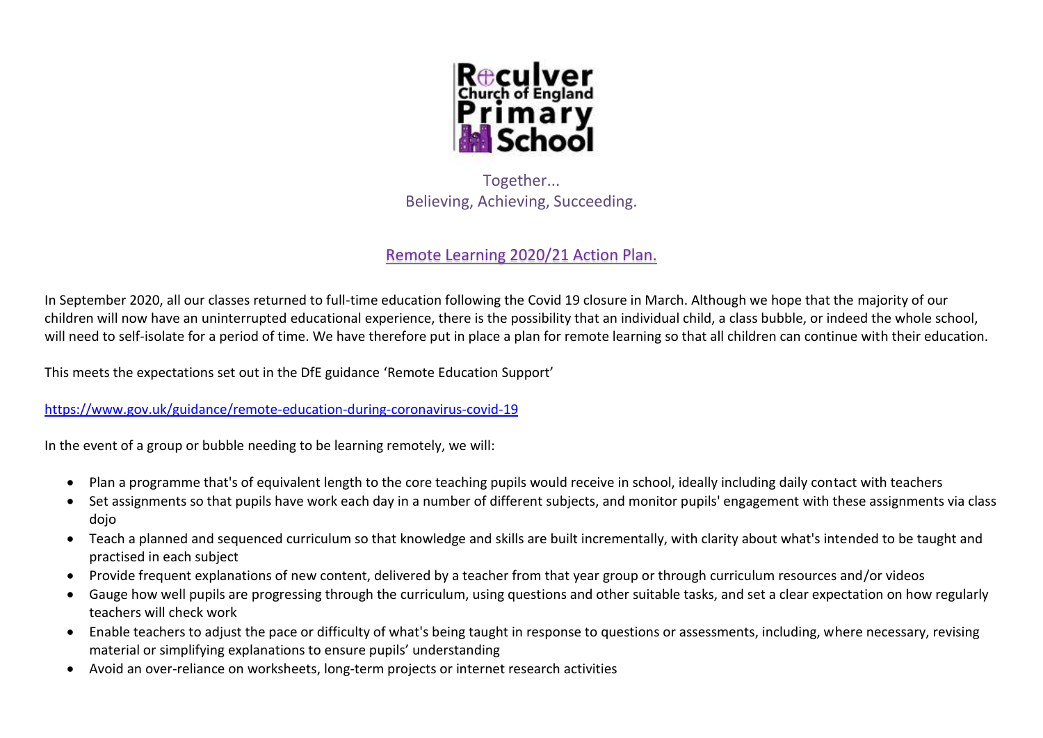Reculver Church of England Primary School

Together...
Believing, Achieving, Succeeding.

# Remote Learning 2020/21 Action Plan.

In September 2020, all our classes returned to full-time education following the Covid 19 closure in March. Although we hope that the majority of our children will now have an uninterrupted educational experience, there is the possibility that an individual child, a class bubble, or indeed the whole school, will need to self-isolate for a period of time. We have therefore put in place a plan for remote learning so that all children can continue with their education.

This meets the expectations set out in the DfE guidance 'Remote Education Support'

https://www.gov.uk/guidance/remote-education-during-coronavirus-covid-19

In the event of a group or bubble needing to be learning remotely, we will:

- Plan a programme that's of equivalent length to the core teaching pupils would receive in school, ideally including daily contact with teachers
- Set assignments so that pupils have work each day in a number of different subjects, and monitor pupils' engagement with these assignments via class dojo
- Teach a planned and sequenced curriculum so that knowledge and skills are built incrementally, with clarity about what's intended to be taught and practised in each subject
- Provide frequent explanations of new content, delivered by a teacher from that year group or through curriculum resources and/or videos
- Gauge how well pupils are progressing through the curriculum, using questions and other suitable tasks, and set a clear expectation on how regularly teachers will check work
- Enable teachers to adjust the pace or difficulty of what's being taught in response to questions or assessments, including, where necessary, revising material or simplifying explanations to ensure pupils' understanding
- Avoid an over-reliance on worksheets, long-term projects or internet research activities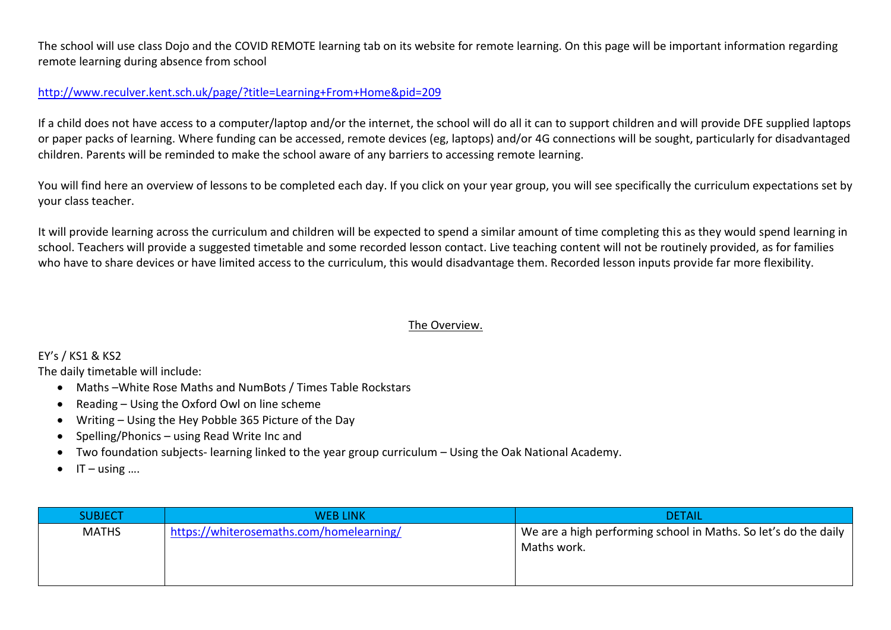The school will use class Dojo and the COVID REMOTE learning tab on its website for remote learning. On this page will be important information regarding remote learning during absence from school

http://www.reculver.kent.sch.uk/page/?title=Learning+From+Home&pid=209

If a child does not have access to a computer/laptop and/or the internet, the school will do all it can to support children and will provide DFE supplied laptops or paper packs of learning. Where funding can be accessed, remote devices (eg, laptops) and/or 4G connections will be sought, particularly for disadvantaged children. Parents will be reminded to make the school aware of any barriers to accessing remote learning.

You will find here an overview of lessons to be completed each day. If you click on your year group, you will see specifically the curriculum expectations set by your class teacher.

It will provide learning across the curriculum and children will be expected to spend a similar amount of time completing this as they would spend learning in school. Teachers will provide a suggested timetable and some recorded lesson contact. Live teaching content will not be routinely provided, as for families who have to share devices or have limited access to the curriculum, this would disadvantage them. Recorded lesson inputs provide far more flexibility.

## The Overview.

EY's / KS1 & KS2

The daily timetable will include:

- Maths –White Rose Maths and NumBots / Times Table Rockstars
- Reading – Using the Oxford Owl on line scheme
- Writing – Using the Hey Pobble 365 Picture of the Day
- Spelling/Phonics – using Read Write Inc and
- Two foundation subjects- learning linked to the year group curriculum – Using the Oak National Academy.
- IT – using ….

| SUBJECT | WEB LINK | DETAIL |
| --- | --- | --- |
| MATHS | https://whiterosemaths.com/homelearning/ | We are a high performing school in Maths. So let's do the daily Maths work. |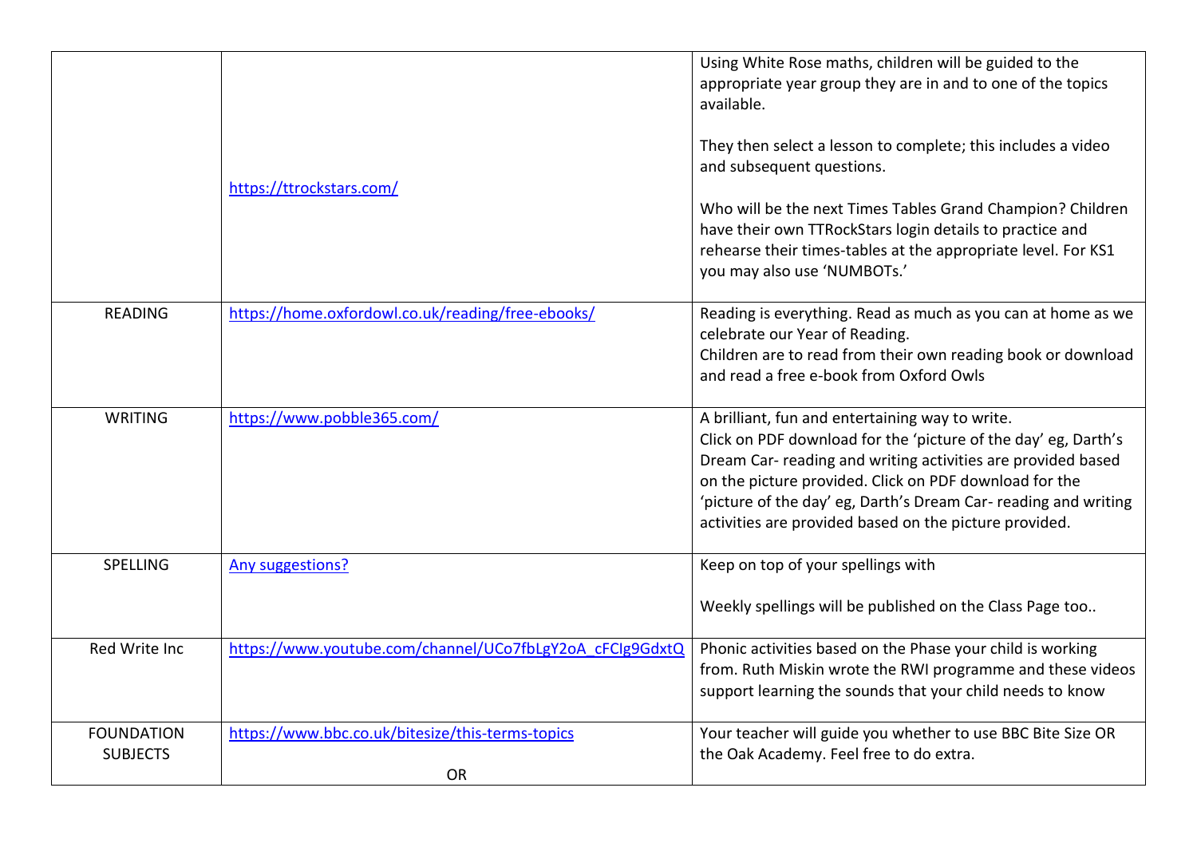| | | |
|---|---|---|
| | https://ttrockstars.com/ | Using White Rose maths, children will be guided to the appropriate year group they are in and to one of the topics available.<br><br>They then select a lesson to complete; this includes a video and subsequent questions.<br><br>Who will be the next Times Tables Grand Champion? Children have their own TTRockStars login details to practice and rehearse their times-tables at the appropriate level. For KS1 you may also use 'NUMBOTs.' |
| READING | https://home.oxfordowl.co.uk/reading/free-ebooks/ | Reading is everything. Read as much as you can at home as we celebrate our Year of Reading.<br>Children are to read from their own reading book or download and read a free e-book from Oxford Owls |
| WRITING | https://www.pobble365.com/ | A brilliant, fun and entertaining way to write.<br>Click on PDF download for the 'picture of the day' eg, Darth's Dream Car- reading and writing activities are provided based on the picture provided. Click on PDF download for the 'picture of the day' eg, Darth's Dream Car- reading and writing activities are provided based on the picture provided. |
| SPELLING | Any suggestions? | Keep on top of your spellings with<br><br>Weekly spellings will be published on the Class Page too.. |
| Red Write Inc | https://www.youtube.com/channel/UCo7fbLgY2oA_cFCIg9GdxtQ | Phonic activities based on the Phase your child is working from. Ruth Miskin wrote the RWI programme and these videos support learning the sounds that your child needs to know |
| FOUNDATION SUBJECTS | https://www.bbc.co.uk/bitesize/this-terms-topics<br><br>OR | Your teacher will guide you whether to use BBC Bite Size OR the Oak Academy. Feel free to do extra. |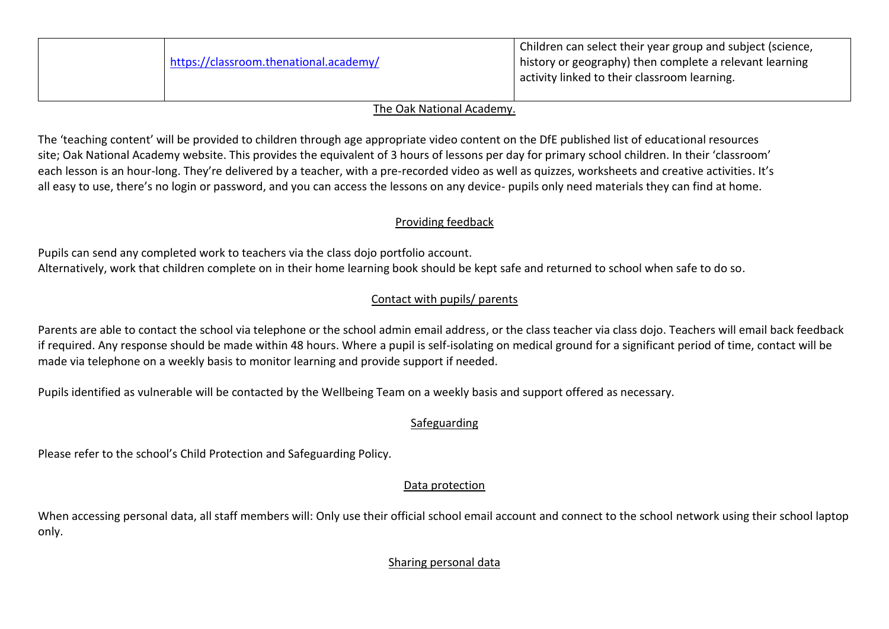| | | |
|---|---|---|
| | https://classroom.thenational.academy/ | Children can select their year group and subject (science, history or geography) then complete a relevant learning activity linked to their classroom learning. |

## The Oak National Academy.

The 'teaching content' will be provided to children through age appropriate video content on the DfE published list of educational resources site; Oak National Academy website. This provides the equivalent of 3 hours of lessons per day for primary school children. In their 'classroom' each lesson is an hour-long. They're delivered by a teacher, with a pre-recorded video as well as quizzes, worksheets and creative activities. It's all easy to use, there's no login or password, and you can access the lessons on any device- pupils only need materials they can find at home.

## Providing feedback

Pupils can send any completed work to teachers via the class dojo portfolio account.
Alternatively, work that children complete on in their home learning book should be kept safe and returned to school when safe to do so.

## Contact with pupils/ parents

Parents are able to contact the school via telephone or the school admin email address, or the class teacher via class dojo. Teachers will email back feedback if required. Any response should be made within 48 hours. Where a pupil is self-isolating on medical ground for a significant period of time, contact will be made via telephone on a weekly basis to monitor learning and provide support if needed.

Pupils identified as vulnerable will be contacted by the Wellbeing Team on a weekly basis and support offered as necessary.

## Safeguarding

Please refer to the school's Child Protection and Safeguarding Policy.

## Data protection

When accessing personal data, all staff members will: Only use their official school email account and connect to the school network using their school laptop only.

## Sharing personal data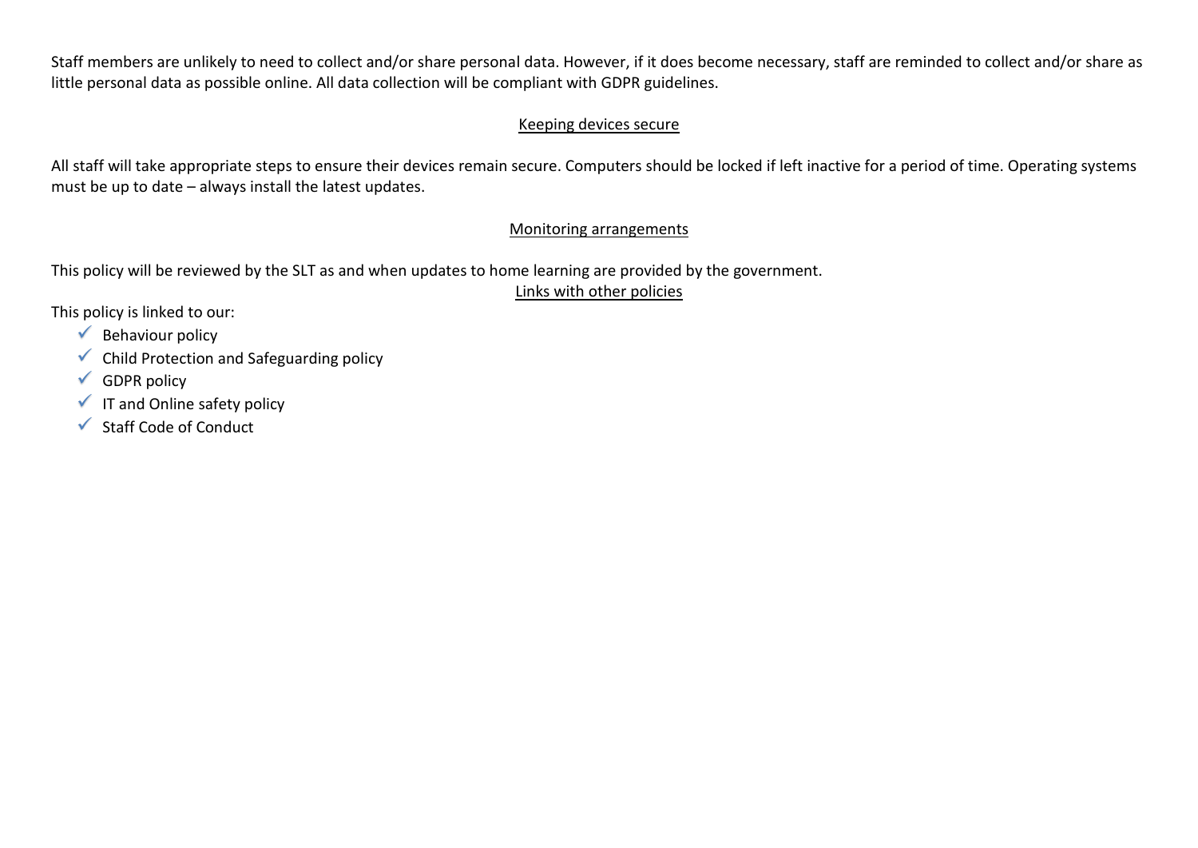Staff members are unlikely to need to collect and/or share personal data. However, if it does become necessary, staff are reminded to collect and/or share as little personal data as possible online. All data collection will be compliant with GDPR guidelines.

## Keeping devices secure

All staff will take appropriate steps to ensure their devices remain secure. Computers should be locked if left inactive for a period of time. Operating systems must be up to date – always install the latest updates.

## Monitoring arrangements

This policy will be reviewed by the SLT as and when updates to home learning are provided by the government.

## Links with other policies

This policy is linked to our:

- ✓ Behaviour policy
- ✓ Child Protection and Safeguarding policy
- ✓ GDPR policy
- ✓ IT and Online safety policy
- ✓ Staff Code of Conduct